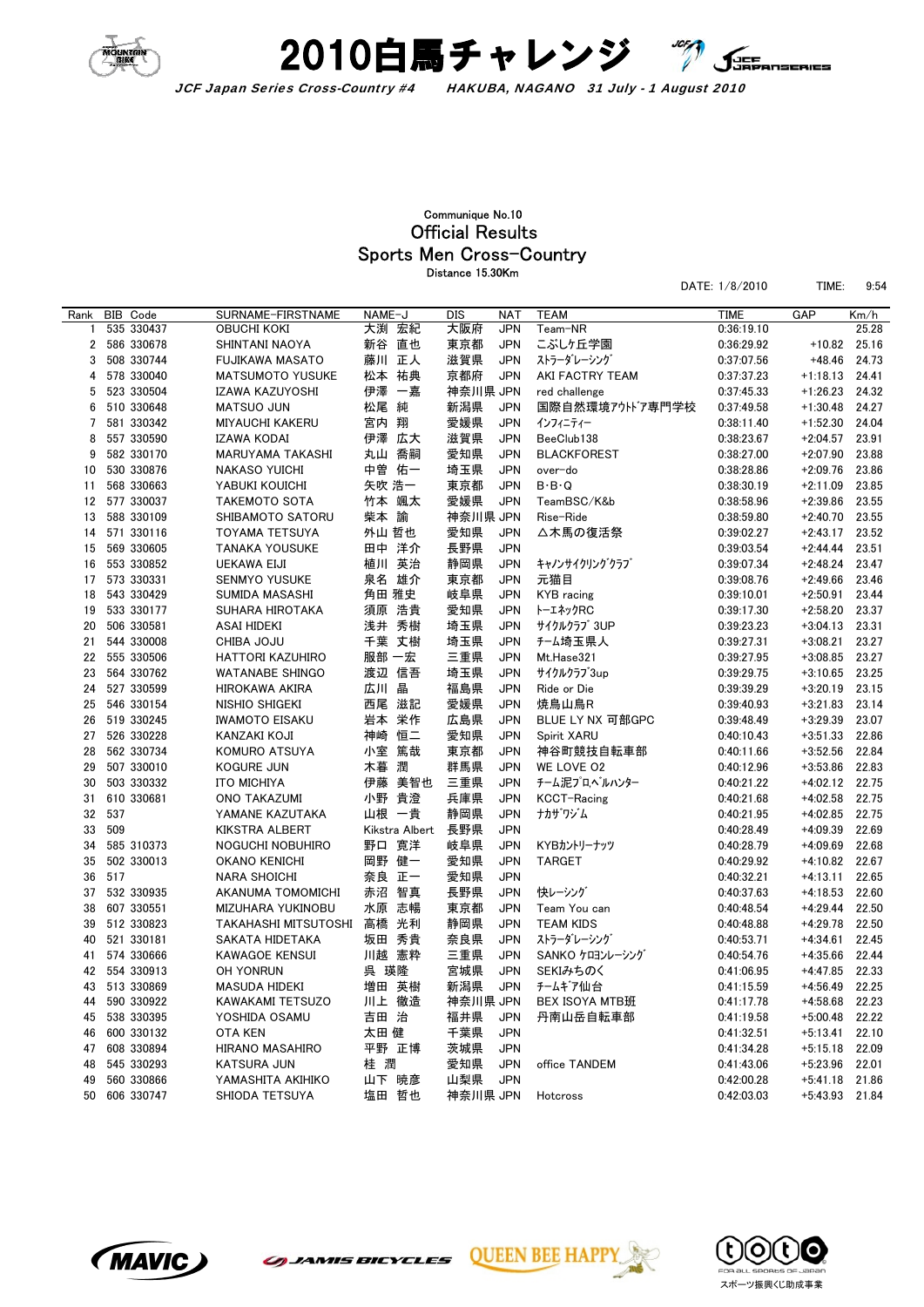# 2010白馬チャレンジ

*JCF Japan Series Cross-Country #4　　HAKUBA, NAGANO　31 July - 1 August 2010*

Communique No.10

## Official Results

## Sports Men Cross-Country

Distance 15.30Km

DATE: 1/8/2010　　TIME: 9:54

| Rank | BIB | Code | SURNAME-FIRSTNAME | NAME-J | DIS | NAT | TEAM | TIME | GAP | Km/h |
|---|---|---|---|---|---|---|---|---|---|---|
| 1 | 535 | 330437 | OBUCHI KOKI | 大渕 宏紀 | 大阪府 | JPN | Team-NR | 0:36:19.10 | | 25.28 |
| 2 | 586 | 330678 | SHINTANI NAOYA | 新谷 直也 | 東京都 | JPN | こぶしケ丘学園 | 0:36:29.92 | +10.82 | 25.16 |
| 3 | 508 | 330744 | FUJIKAWA MASATO | 藤川 正人 | 滋賀県 | JPN | ｽﾄﾗｰﾀﾞﾚｰｼﾝｸﾞ | 0:37:07.56 | +48.46 | 24.73 |
| 4 | 578 | 330040 | MATSUMOTO YUSUKE | 松本 祐典 | 京都府 | JPN | AKI FACTRY TEAM | 0:37:37.23 | +1:18.13 | 24.41 |
| 5 | 523 | 330504 | IZAWA KAZUYOSHI | 伊澤 一嘉 | 神奈川県 | JPN | red challenge | 0:37:45.33 | +1:26.23 | 24.32 |
| 6 | 510 | 330648 | MATSUO JUN | 松尾 純 | 新潟県 | JPN | 国際自然環境ｱｳﾄﾄﾞｱ専門学校 | 0:37:49.58 | +1:30.48 | 24.27 |
| 7 | 581 | 330342 | MIYAUCHI KAKERU | 宮内 翔 | 愛媛県 | JPN | ｲﾝﾌｨﾆﾃｨｰ | 0:38:11.40 | +1:52.30 | 24.04 |
| 8 | 557 | 330590 | IZAWA KODAI | 伊澤 広大 | 滋賀県 | JPN | BeeClub138 | 0:38:23.67 | +2:04.57 | 23.91 |
| 9 | 582 | 330170 | MARUYAMA TAKASHI | 丸山 喬嗣 | 愛知県 | JPN | BLACKFOREST | 0:38:27.00 | +2:07.90 | 23.88 |
| 10 | 530 | 330876 | NAKASO YUICHI | 中曽 佑一 | 埼玉県 | JPN | over-do | 0:38:28.86 | +2:09.76 | 23.86 |
| 11 | 568 | 330663 | YABUKI KOUICHI | 矢吹 浩一 | 東京都 | JPN | B･B･Q | 0:38:30.19 | +2:11.09 | 23.85 |
| 12 | 577 | 330037 | TAKEMOTO SOTA | 竹本 颯太 | 愛媛県 | JPN | TeamBSC/K&b | 0:38:58.96 | +2:39.86 | 23.55 |
| 13 | 588 | 330109 | SHIBAMOTO SATORU | 柴本 諭 | 神奈川県 | JPN | Rise-Ride | 0:38:59.80 | +2:40.70 | 23.55 |
| 14 | 571 | 330116 | TOYAMA TETSUYA | 外山 哲也 | 愛知県 | JPN | △木馬の復活祭 | 0:39:02.27 | +2:43.17 | 23.52 |
| 15 | 569 | 330605 | TANAKA YOUSUKE | 田中 洋介 | 長野県 | JPN | | 0:39:03.54 | +2:44.44 | 23.51 |
| 16 | 553 | 330852 | UEKAWA EIJI | 植川 英治 | 静岡県 | JPN | ｷｬﾉﾝｻｲｸﾘﾝｸﾞｸﾗﾌﾞ | 0:39:07.34 | +2:48.24 | 23.47 |
| 17 | 573 | 330331 | SENMYO YUSUKE | 泉名 雄介 | 東京都 | JPN | 元猫目 | 0:39:08.76 | +2:49.66 | 23.46 |
| 18 | 543 | 330429 | SUMIDA MASASHI | 角田 雅史 | 岐阜県 | JPN | KYB racing | 0:39:10.01 | +2:50.91 | 23.44 |
| 19 | 533 | 330177 | SUHARA HIROTAKA | 須原 浩貴 | 愛知県 | JPN | ﾄｰｴﾈｯｸRC | 0:39:17.30 | +2:58.20 | 23.37 |
| 20 | 506 | 330581 | ASAI HIDEKI | 浅井 秀樹 | 埼玉県 | JPN | ｻｲｸﾙｸﾗﾌﾞ 3UP | 0:39:23.23 | +3:04.13 | 23.31 |
| 21 | 544 | 330008 | CHIBA JOJU | 千葉 丈樹 | 埼玉県 | JPN | ﾁｰﾑ埼玉県人 | 0:39:27.31 | +3:08.21 | 23.27 |
| 22 | 555 | 330506 | HATTORI KAZUHIRO | 服部 一宏 | 三重県 | JPN | Mt.Hase321 | 0:39:27.95 | +3:08.85 | 23.27 |
| 23 | 564 | 330762 | WATANABE SHINGO | 渡辺 信吾 | 埼玉県 | JPN | ｻｲｸﾙｸﾗﾌﾞ3up | 0:39:29.75 | +3:10.65 | 23.25 |
| 24 | 527 | 330599 | HIROKAWA AKIRA | 広川 晶 | 福島県 | JPN | Ride or Die | 0:39:39.29 | +3:20.19 | 23.15 |
| 25 | 546 | 330154 | NISHIO SHIGEKI | 西尾 滋記 | 愛媛県 | JPN | 焼鳥山鳥R | 0:39:40.93 | +3:21.83 | 23.14 |
| 26 | 519 | 330245 | IWAMOTO EISAKU | 岩本 栄作 | 広島県 | JPN | BLUE LY NX 可部GPC | 0:39:48.49 | +3:29.39 | 23.07 |
| 27 | 526 | 330228 | KANZAKI KOJI | 神崎 恒二 | 愛知県 | JPN | Spirit XARU | 0:40:10.43 | +3:51.33 | 22.86 |
| 28 | 562 | 330734 | KOMURO ATSUYA | 小室 篤哉 | 東京都 | JPN | 神谷町競技自転車部 | 0:40:11.66 | +3:52.56 | 22.84 |
| 29 | 507 | 330010 | KOGURE JUN | 木暮 潤 | 群馬県 | JPN | WE LOVE O2 | 0:40:12.96 | +3:53.86 | 22.83 |
| 30 | 503 | 330332 | ITO MICHIYA | 伊藤 美智也 | 三重県 | JPN | ﾁｰﾑ泥ﾌﾟﾛﾍﾟﾙﾊﾝﾀｰ | 0:40:21.22 | +4:02.12 | 22.75 |
| 31 | 610 | 330681 | ONO TAKAZUMI | 小野 貴澄 | 兵庫県 | JPN | KCCT-Racing | 0:40:21.68 | +4:02.58 | 22.75 |
| 32 | 537 | | YAMANE KAZUTAKA | 山根 一貴 | 静岡県 | JPN | ﾅｶｻﾞﾜｼﾞﾑ | 0:40:21.95 | +4:02.85 | 22.75 |
| 33 | 509 | | KIKSTRA ALBERT | Kikstra Albert | 長野県 | JPN | | 0:40:28.49 | +4:09.39 | 22.69 |
| 34 | 585 | 310373 | NOGUCHI NOBUHIRO | 野口 寛洋 | 岐阜県 | JPN | KYBｶﾝﾄﾘｰﾅｯﾂ | 0:40:28.79 | +4:09.69 | 22.68 |
| 35 | 502 | 330013 | OKANO KENICHI | 岡野 健一 | 愛知県 | JPN | TARGET | 0:40:29.92 | +4:10.82 | 22.67 |
| 36 | 517 | | NARA SHOICHI | 奈良 正一 | 愛知県 | JPN | | 0:40:32.21 | +4:13.11 | 22.65 |
| 37 | 532 | 330935 | AKANUMA TOMOMICHI | 赤沼 智真 | 長野県 | JPN | 快ﾚｰｼﾝｸﾞ | 0:40:37.63 | +4:18.53 | 22.60 |
| 38 | 607 | 330551 | MIZUHARA YUKINOBU | 水原 志暢 | 東京都 | JPN | Team You can | 0:40:48.54 | +4:29.44 | 22.50 |
| 39 | 512 | 330823 | TAKAHASHI MITSUTOSHI | 高橋 光利 | 静岡県 | JPN | TEAM KIDS | 0:40:48.88 | +4:29.78 | 22.50 |
| 40 | 521 | 330181 | SAKATA HIDETAKA | 坂田 秀貴 | 奈良県 | JPN | ｽﾄﾗｰﾀﾞﾚｰｼﾝｸﾞ | 0:40:53.71 | +4:34.61 | 22.45 |
| 41 | 574 | 330666 | KAWAGOE KENSUI | 川越 憲粋 | 三重県 | JPN | SANKO ｹﾛﾖﾝﾚｰｼﾝｸﾞ | 0:40:54.76 | +4:35.66 | 22.44 |
| 42 | 554 | 330913 | OH YONRUN | 呉 瑛隆 | 宮城県 | JPN | SEKIみちのく | 0:41:06.95 | +4:47.85 | 22.33 |
| 43 | 513 | 330869 | MASUDA HIDEKI | 増田 英樹 | 新潟県 | JPN | ﾁｰﾑｷﾞｱ仙台 | 0:41:15.59 | +4:56.49 | 22.25 |
| 44 | 590 | 330922 | KAWAKAMI TETSUZO | 川上 徹造 | 神奈川県 | JPN | BEX ISOYA MTB班 | 0:41:17.78 | +4:58.68 | 22.23 |
| 45 | 538 | 330395 | YOSHIDA OSAMU | 吉田 治 | 福井県 | JPN | 丹南山岳自転車部 | 0:41:19.58 | +5:00.48 | 22.22 |
| 46 | 600 | 330132 | OTA KEN | 太田 健 | 千葉県 | JPN | | 0:41:32.51 | +5:13.41 | 22.10 |
| 47 | 608 | 330894 | HIRANO MASAHIRO | 平野 正博 | 茨城県 | JPN | | 0:41:34.28 | +5:15.18 | 22.09 |
| 48 | 545 | 330293 | KATSURA JUN | 桂 潤 | 愛知県 | JPN | office TANDEM | 0:41:43.06 | +5:23.96 | 22.01 |
| 49 | 560 | 330866 | YAMASHITA AKIHIKO | 山下 暁彦 | 山梨県 | JPN | | 0:42:00.28 | +5:41.18 | 21.86 |
| 50 | 606 | 330747 | SHIODA TETSUYA | 塩田 哲也 | 神奈川県 | JPN | Hotcross | 0:42:03.03 | +5:43.93 | 21.84 |

スポーツ振興くじ助成事業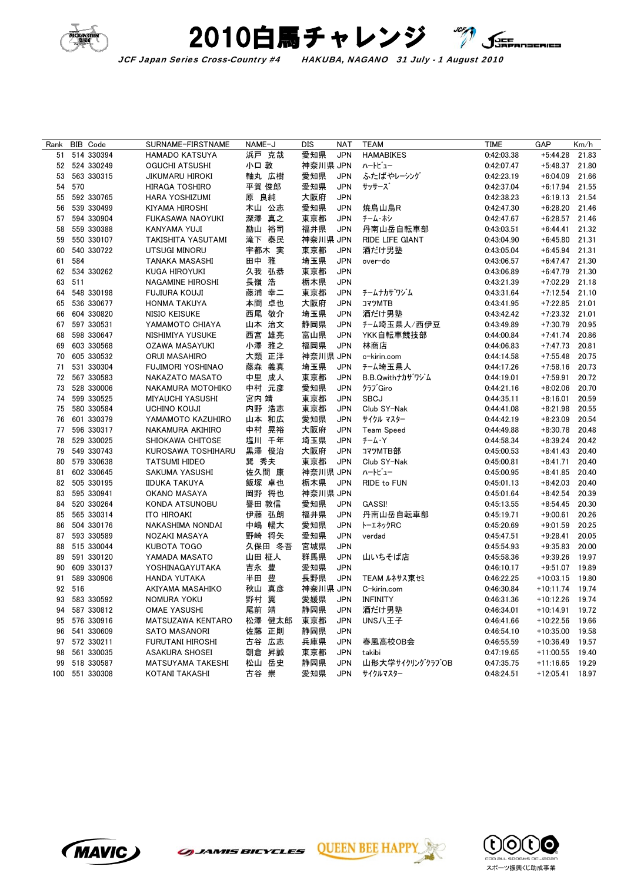# 2010白馬チャレンジ

*JCF Japan Series Cross-Country #4 HAKUBA, NAGANO 31 July - 1 August 2010*

| Rank | BIB | Code | SURNAME-FIRSTNAME | NAME-J | DIS | NAT | TEAM | TIME | GAP | Km/h |
|---|---|---|---|---|---|---|---|---|---|---|
| 51 | 514 | 330394 | HAMADO KATSUYA | 浜戸 克哉 | 愛知県 | JPN | HAMABIKES | 0:42:03.38 | +5:44.28 | 21.83 |
| 52 | 524 | 330249 | OGUCHI ATSUSHI | 小口 敦 | 神奈川県 | JPN | ﾊｰﾄﾋﾞｭｰ | 0:42:07.47 | +5:48.37 | 21.80 |
| 53 | 563 | 330315 | JIKUMARU HIROKI | 軸丸 広樹 | 愛知県 | JPN | ふたばやﾚｰｼﾝｸﾞ | 0:42:23.19 | +6:04.09 | 21.66 |
| 54 | 570 | | HIRAGA TOSHIRO | 平賀 俊郎 | 愛知県 | JPN | ｻｯｻｰｽﾞ | 0:42:37.04 | +6:17.94 | 21.55 |
| 55 | 592 | 330765 | HARA YOSHIZUMI | 原 良純 | 大阪府 | JPN | | 0:42:38.23 | +6:19.13 | 21.54 |
| 56 | 539 | 330499 | KIYAMA HIROSHI | 木山 公志 | 愛知県 | JPN | 焼鳥山鳥R | 0:42:47.30 | +6:28.20 | 21.46 |
| 57 | 594 | 330904 | FUKASAWA NAOYUKI | 深澤 真之 | 東京都 | JPN | ﾁｰﾑ･ﾎｼ | 0:42:47.67 | +6:28.57 | 21.46 |
| 58 | 559 | 330388 | KANYAMA YUJI | 勘山 裕司 | 福井県 | JPN | 丹南山岳自転車部 | 0:43:03.51 | +6:44.41 | 21.32 |
| 59 | 550 | 330107 | TAKISHITA YASUTAMI | 滝下 泰民 | 神奈川県 | JPN | RIDE LIFE GIANT | 0:43:04.90 | +6:45.80 | 21.31 |
| 60 | 540 | 330722 | UTSUGI MINORU | 宇都木 実 | 東京都 | JPN | 酒だけ男塾 | 0:43:05.04 | +6:45.94 | 21.31 |
| 61 | 584 | | TANAKA MASASHI | 田中 雅 | 埼玉県 | JPN | over-do | 0:43:06.57 | +6:47.47 | 21.30 |
| 62 | 534 | 330262 | KUGA HIROYUKI | 久我 弘恭 | 東京都 | JPN | | 0:43:06.89 | +6:47.79 | 21.30 |
| 63 | 511 | | NAGAMINE HIROSHI | 長嶺 浩 | 栃木県 | JPN | | 0:43:21.39 | +7:02.29 | 21.18 |
| 64 | 548 | 330198 | FUJIURA KOUJI | 藤浦 幸二 | 東京都 | JPN | ﾁｰﾑﾅｶｻﾞﾜｼﾞﾑ | 0:43:31.64 | +7:12.54 | 21.10 |
| 65 | 536 | 330677 | HONMA TAKUYA | 本間 卓也 | 大阪府 | JPN | ｺﾏﾂMTB | 0:43:41.95 | +7:22.85 | 21.01 |
| 66 | 604 | 330820 | NISIO KEISUKE | 西尾 敬介 | 埼玉県 | JPN | 酒だけ男塾 | 0:43:42.42 | +7:23.32 | 21.01 |
| 67 | 597 | 330531 | YAMAMOTO CHIAYA | 山本 治文 | 静岡県 | JPN | チーム埼玉県人/西伊豆 | 0:43:49.89 | +7:30.79 | 20.95 |
| 68 | 598 | 330647 | NISHIMIYA YUSUKE | 西宮 雄亮 | 富山県 | JPN | YKK自転車競技部 | 0:44:00.84 | +7:41.74 | 20.86 |
| 69 | 603 | 330568 | OZAWA MASAYUKI | 小澤 雅之 | 福岡県 | JPN | 林商店 | 0:44:06.83 | +7:47.73 | 20.81 |
| 70 | 605 | 330532 | ORUI MASAHIRO | 大類 正洋 | 神奈川県 | JPN | c-kirin.com | 0:44:14.58 | +7:55.48 | 20.75 |
| 71 | 531 | 330304 | FUJIMORI YOSHINAO | 藤森 義真 | 埼玉県 | JPN | チーム埼玉県人 | 0:44:17.26 | +7:58.16 | 20.73 |
| 72 | 567 | 330583 | NAKAZATO MASATO | 中里 成人 | 東京都 | JPN | B.B.Qwithﾅｶｻﾞﾜｼﾞﾑ | 0:44:19.01 | +7:59.91 | 20.72 |
| 73 | 528 | 330006 | NAKAMURA MOTOHIKO | 中村 元彦 | 愛知県 | JPN | ｸﾗﾌﾞGiro | 0:44:21.16 | +8:02.06 | 20.70 |
| 74 | 599 | 330525 | MIYAUCHI YASUSHI | 宮内 靖 | 東京都 | JPN | SBCJ | 0:44:35.11 | +8:16.01 | 20.59 |
| 75 | 580 | 330584 | UCHINO KOUJI | 内野 浩志 | 東京都 | JPN | Club SY-Nak | 0:44:41.08 | +8:21.98 | 20.55 |
| 76 | 601 | 330379 | YAMAMOTO KAZUHIRO | 山本 和広 | 愛知県 | JPN | ｻｲｸﾙ ﾏｽﾀｰ | 0:44:42.19 | +8:23.09 | 20.54 |
| 77 | 596 | 330317 | NAKAMURA AKIHIRO | 中村 晃裕 | 大阪府 | JPN | Team Speed | 0:44:49.88 | +8:30.78 | 20.48 |
| 78 | 529 | 330025 | SHIOKAWA CHITOSE | 塩川 千年 | 埼玉県 | JPN | ﾁｰﾑ･Y | 0:44:58.34 | +8:39.24 | 20.42 |
| 79 | 549 | 330743 | KUROSAWA TOSHIHARU | 黒澤 俊治 | 大阪府 | JPN | ｺﾏﾂMTB部 | 0:45:00.53 | +8:41.43 | 20.40 |
| 80 | 579 | 330638 | TATSUMI HIDEO | 巽 秀夫 | 東京都 | JPN | Club SY-Nak | 0:45:00.81 | +8:41.71 | 20.40 |
| 81 | 602 | 330645 | SAKUMA YASUSHI | 佐久間 康 | 神奈川県 | JPN | ﾊｰﾄﾋﾞｭｰ | 0:45:00.95 | +8:41.85 | 20.40 |
| 82 | 505 | 330195 | IIDUKA TAKUYA | 飯塚 卓也 | 栃木県 | JPN | RIDE to FUN | 0:45:01.13 | +8:42.03 | 20.40 |
| 83 | 595 | 330941 | OKANO MASAYA | 岡野 将也 | 神奈川県 | JPN | | 0:45:01.64 | +8:42.54 | 20.39 |
| 84 | 520 | 330264 | KONDA ATSUNOBU | 譽田 敦信 | 愛知県 | JPN | GASS!! | 0:45:13.55 | +8:54.45 | 20.30 |
| 85 | 565 | 330314 | ITO HIROAKI | 伊藤 弘朗 | 福井県 | JPN | 丹南山岳自転車部 | 0:45:19.71 | +9:00.61 | 20.26 |
| 86 | 504 | 330176 | NAKASHIMA NONDAI | 中嶋 暢大 | 愛知県 | JPN | ﾄｰｴﾈｯｸRC | 0:45:20.69 | +9:01.59 | 20.25 |
| 87 | 593 | 330589 | NOZAKI MASAYA | 野崎 将矢 | 愛知県 | JPN | verdad | 0:45:47.51 | +9:28.41 | 20.05 |
| 88 | 515 | 330044 | KUBOTA TOGO | 久保田 冬吾 | 宮城県 | JPN | | 0:45:54.93 | +9:35.83 | 20.00 |
| 89 | 591 | 330120 | YAMADA MASATO | 山田 柾人 | 群馬県 | JPN | 山いちそば店 | 0:45:58.36 | +9:39.26 | 19.97 |
| 90 | 609 | 330137 | YOSHINAGAYUTAKA | 吉永 豊 | 愛知県 | JPN | | 0:46:10.17 | +9:51.07 | 19.89 |
| 91 | 589 | 330906 | HANDA YUTAKA | 半田 豊 | 長野県 | JPN | TEAM ﾙﾈｻｽ東ｾﾐ | 0:46:22.25 | +10:03.15 | 19.80 |
| 92 | 516 | | AKIYAMA MASAHIKO | 秋山 真彦 | 神奈川県 | JPN | C-kirin.com | 0:46:30.84 | +10:11.74 | 19.74 |
| 93 | 583 | 330592 | NOMURA YOKU | 野村 翼 | 愛媛県 | JPN | INFINITY | 0:46:31.36 | +10:12.26 | 19.74 |
| 94 | 587 | 330812 | OMAE YASUSHI | 尾前 靖 | 静岡県 | JPN | 酒だけ男塾 | 0:46:34.01 | +10:14.91 | 19.72 |
| 95 | 576 | 330916 | MATSUZAWA KENTARO | 松澤 健太郎 | 東京都 | JPN | UNS八王子 | 0:46:41.66 | +10:22.56 | 19.66 |
| 96 | 541 | 330609 | SATO MASANORI | 佐藤 正則 | 静岡県 | JPN | | 0:46:54.10 | +10:35.00 | 19.58 |
| 97 | 572 | 330211 | FURUTANI HIROSHI | 古谷 広志 | 兵庫県 | JPN | 春風高校OB会 | 0:46:55.59 | +10:36.49 | 19.57 |
| 98 | 561 | 330035 | ASAKURA SHOSEI | 朝倉 昇誠 | 東京都 | JPN | takibi | 0:47:19.65 | +11:00.55 | 19.40 |
| 99 | 518 | 330587 | MATSUYAMA TAKESHI | 松山 岳史 | 静岡県 | JPN | 山形大学ｻｲｸﾘﾝｸﾞｸﾗﾌﾞOB | 0:47:35.75 | +11:16.65 | 19.29 |
| 100 | 551 | 330308 | KOTANI TAKASHI | 古谷 崇 | 愛知県 | JPN | ｻｲｸﾙﾏｽﾀｰ | 0:48:24.51 | +12:05.41 | 18.97 |

スポーツ振興くじ助成事業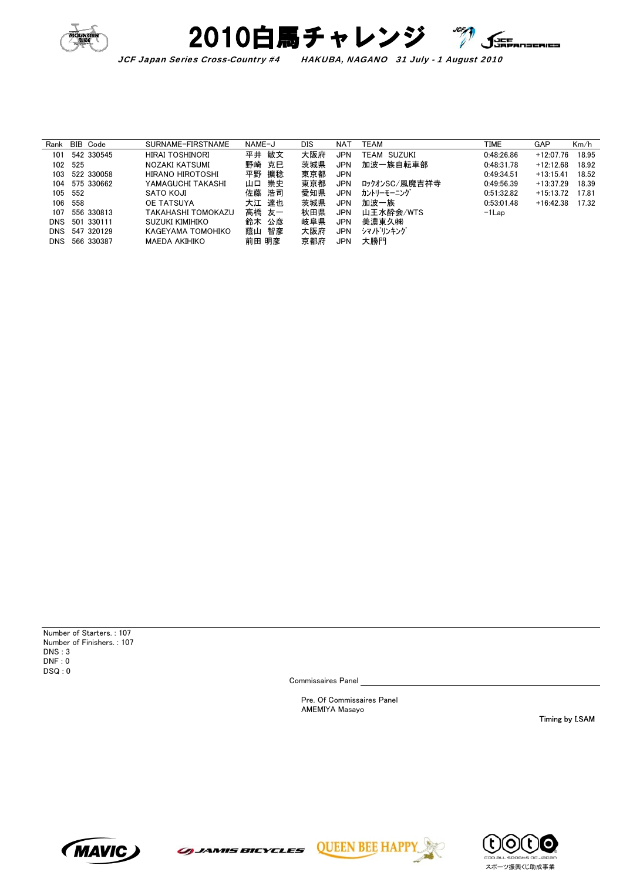# 2010白馬チャレンジ

*JCF Japan Series Cross-Country #4　　HAKUBA, NAGANO　31 July - 1 August 2010*

| Rank | BIB | Code | SURNAME-FIRSTNAME | NAME-J | DIS | NAT | TEAM | TIME | GAP | Km/h |
|---|---|---|---|---|---|---|---|---|---|---|
| 101 | 542 | 330545 | HIRAI TOSHINORI | 平井 敏文 | 大阪府 | JPN | TEAM SUZUKI | 0:48:26.86 | +12:07.76 | 18.95 |
| 102 | 525 | | NOZAKI KATSUMI | 野崎 克巳 | 茨城県 | JPN | 加波一族自転車部 | 0:48:31.78 | +12:12.68 | 18.92 |
| 103 | 522 | 330058 | HIRANO HIROTOSHI | 平野 擴稔 | 東京都 | JPN | | 0:49:34.51 | +13:15.41 | 18.52 |
| 104 | 575 | 330662 | YAMAGUCHI TAKASHI | 山口 崇史 | 東京都 | JPN | ﾛｯｸｵﾝSC/風魔吉祥寺 | 0:49:56.39 | +13:37.29 | 18.39 |
| 105 | 552 | | SATO KOJI | 佐藤 浩司 | 愛知県 | JPN | ｶﾝﾄﾘｰﾓｰﾆﾝｸﾞ | 0:51:32.82 | +15:13.72 | 17.81 |
| 106 | 558 | | OE TATSUYA | 大江 達也 | 茨城県 | JPN | 加波一族 | 0:53:01.48 | +16:42.38 | 17.32 |
| 107 | 556 | 330813 | TAKAHASHI TOMOKAZU | 高橋 友一 | 秋田県 | JPN | 山王水酔会/WTS | -1Lap | | |
| DNS | 501 | 330111 | SUZUKI KIMIHIKO | 鈴木 公彦 | 岐阜県 | JPN | 美濃東久㈱ | | | |
| DNS | 547 | 320129 | KAGEYAMA TOMOHIKO | 蔭山 智彦 | 大阪府 | JPN | ｼﾏﾉﾄﾞﾘﾝｷﾝｸﾞ | | | |
| DNS | 566 | 330387 | MAEDA AKIHIKO | 前田 明彦 | 京都府 | JPN | 大勝門 | | | |

Number of Starters. : 107
Number of Finishers. : 107
DNS : 3
DNF : 0
DSQ : 0

Commissaires Panel

Pre. Of Commissaires Panel
AMEMIYA Masayo

Timing by I.SAM

スポーツ振興くじ助成事業